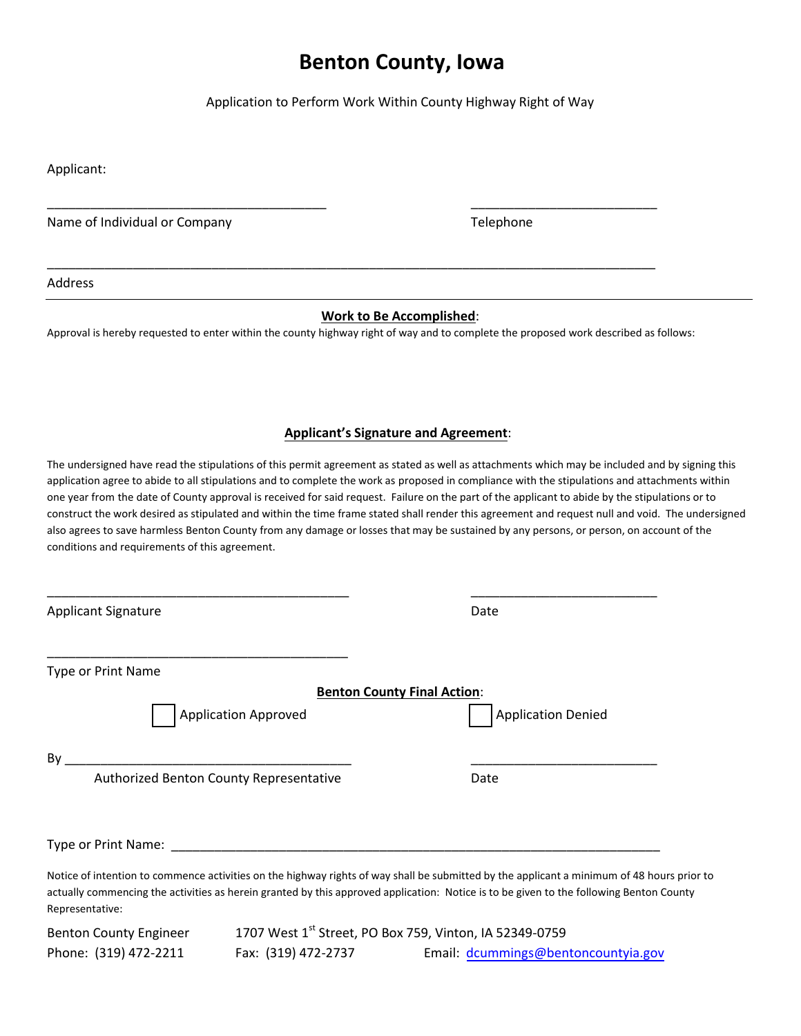# Benton County, Iowa

Application to Perform Work Within County Highway Right of Way

Applicant:

\_\_\_\_\_\_\_\_\_\_\_\_\_\_\_\_\_\_\_\_\_\_\_\_\_\_\_\_\_\_\_\_\_\_\_\_\_\_\_\_ \_\_\_\_\_\_\_\_\_\_\_\_\_\_\_\_\_\_\_\_\_\_\_\_\_\_\_

Name of Individual or Company Telephone

\_\_\_\_\_\_\_\_\_\_\_\_\_\_\_\_\_\_\_\_\_\_\_\_\_\_\_\_\_\_\_\_\_\_\_\_\_\_\_\_\_\_\_\_\_\_\_\_\_\_\_\_\_\_\_\_\_\_\_\_\_\_\_\_\_\_\_\_\_\_\_\_\_\_\_\_\_\_\_\_\_\_\_\_\_\_\_\_

Address

---

**Work to Be Accomplished**:

Approval is hereby requested to enter within the county highway right of way and to complete the proposed work described as follows:

**Applicant's Signature and Agreement**:

The undersigned have read the stipulations of this permit agreement as stated as well as attachments which may be included and by signing this application agree to abide to all stipulations and to complete the work as proposed in compliance with the stipulations and attachments within one year from the date of County approval is received for said request. Failure on the part of the applicant to abide by the stipulations or to construct the work desired as stipulated and within the time frame stated shall render this agreement and request null and void. The undersigned also agrees to save harmless Benton County from any damage or losses that may be sustained by any persons, or person, on account of the conditions and requirements of this agreement.

\_\_\_\_\_\_\_\_\_\_\_\_\_\_\_\_\_\_\_\_\_\_\_\_\_\_\_\_\_\_\_\_\_\_\_\_\_\_\_\_\_\_\_\_ \_\_\_\_\_\_\_\_\_\_\_\_\_\_\_\_\_\_\_\_\_\_\_\_\_\_\_

Applicant Signature Date

\_\_\_\_\_\_\_\_\_\_\_\_\_\_\_\_\_\_\_\_\_\_\_\_\_\_\_\_\_\_\_\_\_\_\_\_\_\_\_\_\_\_\_\_

Type or Print Name

**Benton County Final Action**:

☐ Application Approved ☐ Application Denied

By \_\_\_\_\_\_\_\_\_\_\_\_\_\_\_\_\_\_\_\_\_\_\_\_\_\_\_\_\_\_\_\_\_\_\_\_\_\_\_\_\_\_ \_\_\_\_\_\_\_\_\_\_\_\_\_\_\_\_\_\_\_\_\_\_\_\_\_\_\_

Authorized Benton County Representative Date

Type or Print Name: \_\_\_\_\_\_\_\_\_\_\_\_\_\_\_\_\_\_\_\_\_\_\_\_\_\_\_\_\_\_\_\_\_\_\_\_\_\_\_\_\_\_\_\_\_\_\_\_\_\_\_\_\_\_\_\_\_\_\_\_\_\_\_\_\_\_\_\_\_\_

Notice of intention to commence activities on the highway rights of way shall be submitted by the applicant a minimum of 48 hours prior to actually commencing the activities as herein granted by this approved application: Notice is to be given to the following Benton County Representative:

Benton County Engineer 1707 West 1st Street, PO Box 759, Vinton, IA 52349-0759

Phone: (319) 472-2211 Fax: (319) 472-2737 Email: dcummings@bentoncountyia.gov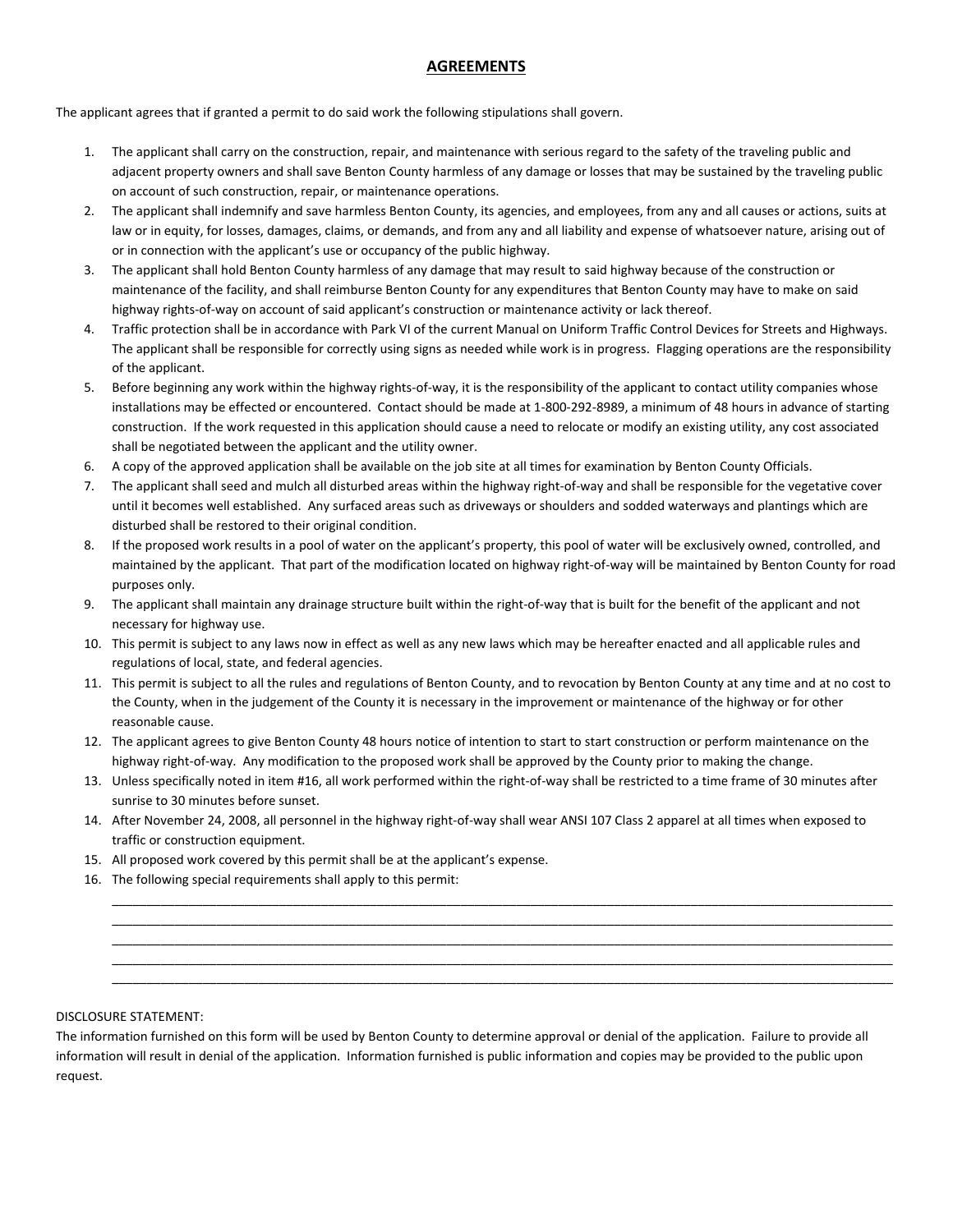## AGREEMENTS

The applicant agrees that if granted a permit to do said work the following stipulations shall govern.

1. The applicant shall carry on the construction, repair, and maintenance with serious regard to the safety of the traveling public and adjacent property owners and shall save Benton County harmless of any damage or losses that may be sustained by the traveling public on account of such construction, repair, or maintenance operations.
2. The applicant shall indemnify and save harmless Benton County, its agencies, and employees, from any and all causes or actions, suits at law or in equity, for losses, damages, claims, or demands, and from any and all liability and expense of whatsoever nature, arising out of or in connection with the applicant's use or occupancy of the public highway.
3. The applicant shall hold Benton County harmless of any damage that may result to said highway because of the construction or maintenance of the facility, and shall reimburse Benton County for any expenditures that Benton County may have to make on said highway rights-of-way on account of said applicant's construction or maintenance activity or lack thereof.
4. Traffic protection shall be in accordance with Park VI of the current Manual on Uniform Traffic Control Devices for Streets and Highways. The applicant shall be responsible for correctly using signs as needed while work is in progress. Flagging operations are the responsibility of the applicant.
5. Before beginning any work within the highway rights-of-way, it is the responsibility of the applicant to contact utility companies whose installations may be effected or encountered. Contact should be made at 1-800-292-8989, a minimum of 48 hours in advance of starting construction. If the work requested in this application should cause a need to relocate or modify an existing utility, any cost associated shall be negotiated between the applicant and the utility owner.
6. A copy of the approved application shall be available on the job site at all times for examination by Benton County Officials.
7. The applicant shall seed and mulch all disturbed areas within the highway right-of-way and shall be responsible for the vegetative cover until it becomes well established. Any surfaced areas such as driveways or shoulders and sodded waterways and plantings which are disturbed shall be restored to their original condition.
8. If the proposed work results in a pool of water on the applicant's property, this pool of water will be exclusively owned, controlled, and maintained by the applicant. That part of the modification located on highway right-of-way will be maintained by Benton County for road purposes only.
9. The applicant shall maintain any drainage structure built within the right-of-way that is built for the benefit of the applicant and not necessary for highway use.
10. This permit is subject to any laws now in effect as well as any new laws which may be hereafter enacted and all applicable rules and regulations of local, state, and federal agencies.
11. This permit is subject to all the rules and regulations of Benton County, and to revocation by Benton County at any time and at no cost to the County, when in the judgement of the County it is necessary in the improvement or maintenance of the highway or for other reasonable cause.
12. The applicant agrees to give Benton County 48 hours notice of intention to start to start construction or perform maintenance on the highway right-of-way. Any modification to the proposed work shall be approved by the County prior to making the change.
13. Unless specifically noted in item #16, all work performed within the right-of-way shall be restricted to a time frame of 30 minutes after sunrise to 30 minutes before sunset.
14. After November 24, 2008, all personnel in the highway right-of-way shall wear ANSI 107 Class 2 apparel at all times when exposed to traffic or construction equipment.
15. All proposed work covered by this permit shall be at the applicant's expense.
16. The following special requirements shall apply to this permit:

    ________________________________________________________________________________________________
    ________________________________________________________________________________________________
    ________________________________________________________________________________________________
    ________________________________________________________________________________________________
    ________________________________________________________________________________________________

DISCLOSURE STATEMENT:

The information furnished on this form will be used by Benton County to determine approval or denial of the application. Failure to provide all information will result in denial of the application. Information furnished is public information and copies may be provided to the public upon request.